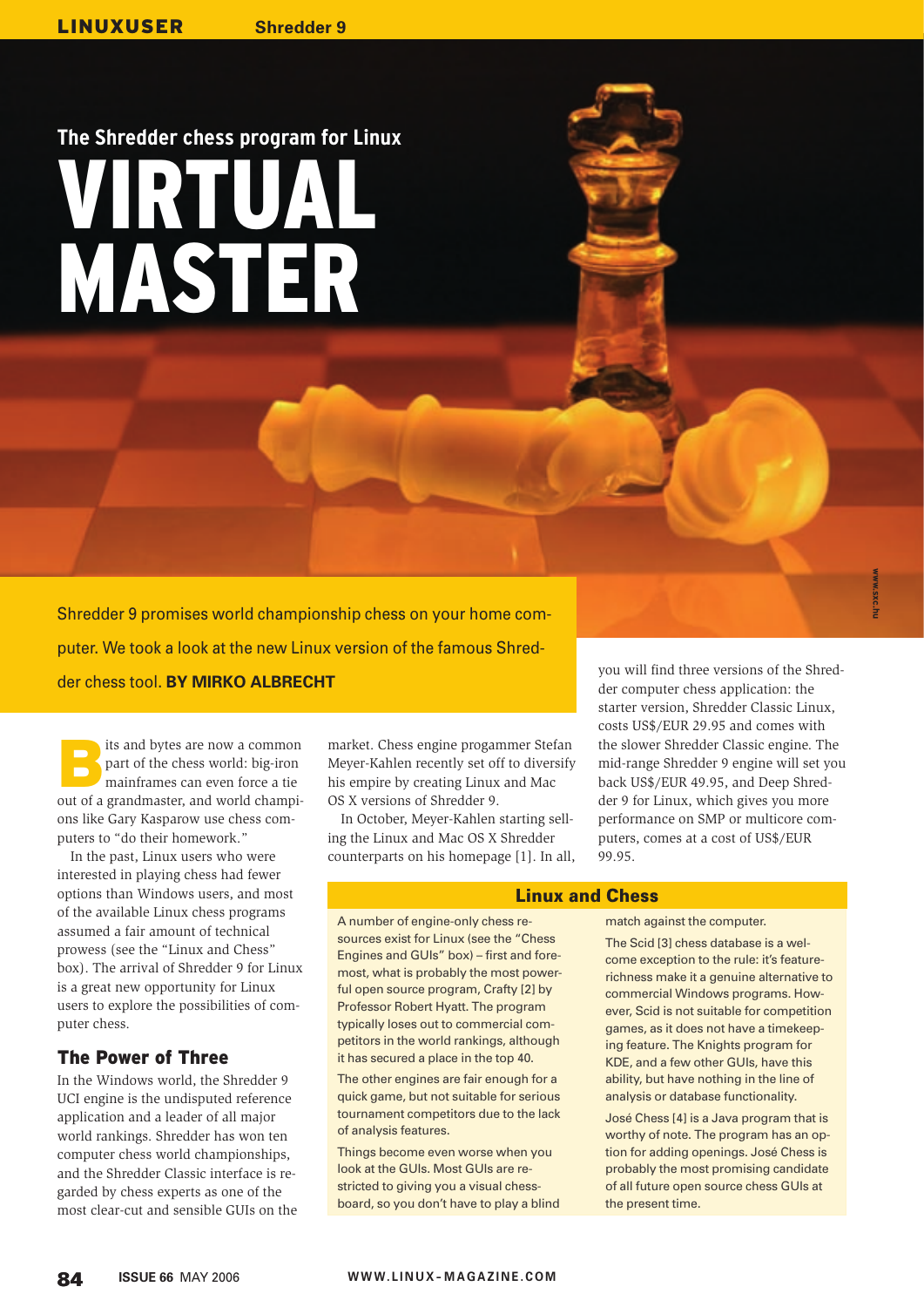## The Shredder chess program for Linux

# VIRTUAL MASTER

Shredder 9 promises world championship chess on your home computer. We took a look at the new Linux version of the famous Shredder chess tool. **BY MIRKO ALBRECHT**

Bits and bytes are now a common part of the chess world: big-iron mainframes can even force a tie out of a grandmaster, and world champions like Gary Kasparow use chess computers to "do their homework."

In the past, Linux users who were interested in playing chess had fewer options than Windows users, and most of the available Linux chess programs assumed a fair amount of technical prowess (see the "Linux and Chess" box). The arrival of Shredder 9 for Linux is a great new opportunity for Linux users to explore the possibilities of computer chess.

## The Power of Three

In the Windows world, the Shredder 9 UCI engine is the undisputed reference application and a leader of all major world rankings. Shredder has won ten computer chess world championships, and the Shredder Classic interface is regarded by chess experts as one of the most clear-cut and sensible GUIs on the market. Chess engine progammer Stefan Meyer-Kahlen recently set off to diversify his empire by creating Linux and Mac OS X versions of Shredder 9.

In October, Meyer-Kahlen starting selling the Linux and Mac OS X Shredder counterparts on his homepage [1]. In all, you will find three versions of the Shredder computer chess application: the starter version, Shredder Classic Linux, costs US$/EUR 29.95 and comes with the slower Shredder Classic engine. The mid-range Shredder 9 engine will set you back US$/EUR 49.95, and Deep Shredder 9 for Linux, which gives you more performance on SMP or multicore computers, comes at a cost of US$/EUR 99.95.

### Linux and Chess

A number of engine-only chess resources exist for Linux (see the "Chess Engines and GUIs" box) – first and foremost, what is probably the most powerful open source program, Crafty [2] by Professor Robert Hyatt. The program typically loses out to commercial competitors in the world rankings, although it has secured a place in the top 40.

The other engines are fair enough for a quick game, but not suitable for serious tournament competitors due to the lack of analysis features.

Things become even worse when you look at the GUIs. Most GUIs are restricted to giving you a visual chessboard, so you don't have to play a blind match against the computer.

The Scid [3] chess database is a welcome exception to the rule: it's feature-richness make it a genuine alternative to commercial Windows programs. However, Scid is not suitable for competition games, as it does not have a timekeeping feature. The Knights program for KDE, and a few other GUIs, have this ability, but have nothing in the line of analysis or database functionality.

José Chess [4] is a Java program that is worthy of note. The program has an option for adding openings. José Chess is probably the most promising candidate of all future open source chess GUIs at the present time.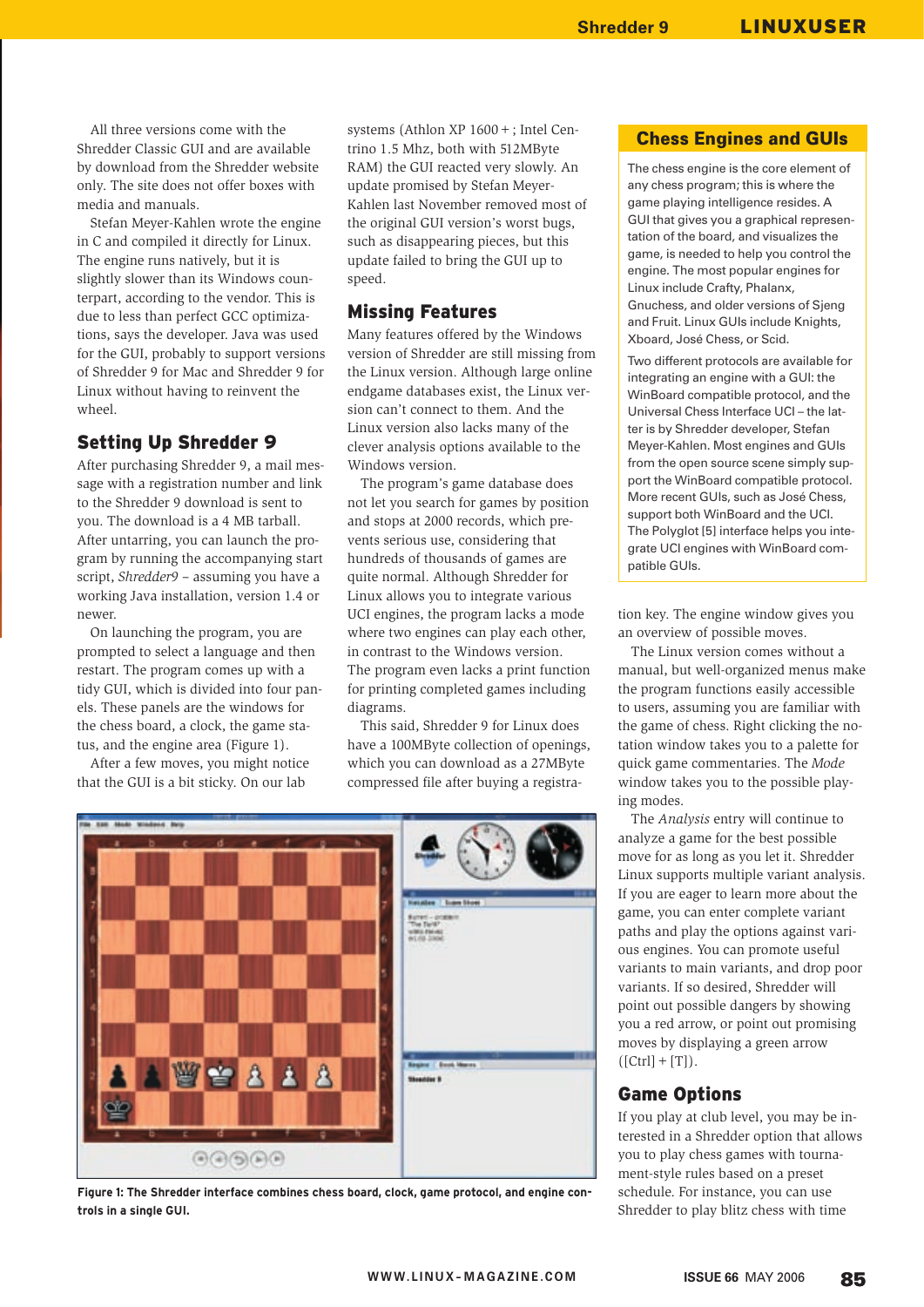All three versions come with the Shredder Classic GUI and are available by download from the Shredder website only. The site does not offer boxes with media and manuals.

Stefan Meyer-Kahlen wrote the engine in C and compiled it directly for Linux. The engine runs natively, but it is slightly slower than its Windows counterpart, according to the vendor. This is due to less than perfect GCC optimizations, says the developer. Java was used for the GUI, probably to support versions of Shredder 9 for Mac and Shredder 9 for Linux without having to reinvent the wheel.

## Setting Up Shredder 9

After purchasing Shredder 9, a mail message with a registration number and link to the Shredder 9 download is sent to you. The download is a 4 MB tarball. After untarring, you can launch the program by running the accompanying start script, *Shredder9* – assuming you have a working Java installation, version 1.4 or newer.

On launching the program, you are prompted to select a language and then restart. The program comes up with a tidy GUI, which is divided into four panels. These panels are the windows for the chess board, a clock, the game status, and the engine area (Figure 1).

After a few moves, you might notice that the GUI is a bit sticky. On our lab systems (Athlon XP 1600+; Intel Centrino 1.5 Mhz, both with 512MByte RAM) the GUI reacted very slowly. An update promised by Stefan Meyer-Kahlen last November removed most of the original GUI version's worst bugs, such as disappearing pieces, but this update failed to bring the GUI up to speed.

## Missing Features

Many features offered by the Windows version of Shredder are still missing from the Linux version. Although large online endgame databases exist, the Linux version can't connect to them. And the Linux version also lacks many of the clever analysis options available to the Windows version.

The program's game database does not let you search for games by position and stops at 2000 records, which prevents serious use, considering that hundreds of thousands of games are quite normal. Although Shredder for Linux allows you to integrate various UCI engines, the program lacks a mode where two engines can play each other, in contrast to the Windows version. The program even lacks a print function for printing completed games including diagrams.

This said, Shredder 9 for Linux does have a 100MByte collection of openings, which you can download as a 27MByte compressed file after buying a registration key. The engine window gives you an overview of possible moves.

The Linux version comes without a manual, but well-organized menus make the program functions easily accessible to users, assuming you are familiar with the game of chess. Right clicking the notation window takes you to a palette for quick game commentaries. The *Mode* window takes you to the possible playing modes.

The *Analysis* entry will continue to analyze a game for the best possible move for as long as you let it. Shredder Linux supports multiple variant analysis. If you are eager to learn more about the game, you can enter complete variant paths and play the options against various engines. You can promote useful variants to main variants, and drop poor variants. If so desired, Shredder will point out possible dangers by showing you a red arrow, or point out promising moves by displaying a green arrow ([Ctrl] + [T]).

**Figure 1: The Shredder interface combines chess board, clock, game protocol, and engine controls in a single GUI.**

## Game Options

If you play at club level, you may be interested in a Shredder option that allows you to play chess games with tournament-style rules based on a preset schedule. For instance, you can use Shredder to play blitz chess with time

### Chess Engines and GUIs

The chess engine is the core element of any chess program; this is where the game playing intelligence resides. A GUI that gives you a graphical representation of the board, and visualizes the game, is needed to help you control the engine. The most popular engines for Linux include Crafty, Phalanx, Gnuchess, and older versions of Sjeng and Fruit. Linux GUIs include Knights, Xboard, José Chess, or Scid.

Two different protocols are available for integrating an engine with a GUI: the WinBoard compatible protocol, and the Universal Chess Interface UCI – the latter is by Shredder developer, Stefan Meyer-Kahlen. Most engines and GUIs from the open source scene simply support the WinBoard compatible protocol. More recent GUIs, such as José Chess, support both WinBoard and the UCI. The Polyglot [5] interface helps you integrate UCI engines with WinBoard compatible GUIs.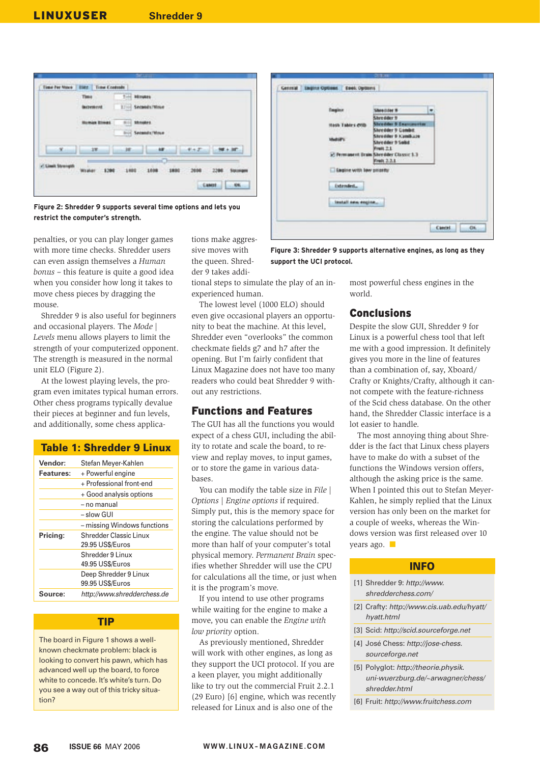Figure 2: Shredder 9 supports several time options and lets you restrict the computer's strength.

Figure 3: Shredder 9 supports alternative engines, as long as they support the UCI protocol.

penalties, or you can play longer games with more time checks. Shredder users can even assign themselves a *Human bonus* – this feature is quite a good idea when you consider how long it takes to move chess pieces by dragging the mouse.

Shredder 9 is also useful for beginners and occasional players. The *Mode* | *Levels* menu allows players to limit the strength of your computerized opponent. The strength is measured in the normal unit ELO (Figure 2).

At the lowest playing levels, the program even imitates typical human errors. Other chess programs typically devalue their pieces at beginner and fun levels, and additionally, some chess applications make aggressive moves with the queen. Shredder 9 takes additional steps to simulate the play of an inexperienced human.

The lowest level (1000 ELO) should even give occasional players an opportunity to beat the machine. At this level, Shredder even "overlooks" the common checkmate fields g7 and h7 after the opening. But I'm fairly confident that Linux Magazine does not have too many readers who could beat Shredder 9 without any restrictions.

## Functions and Features

The GUI has all the functions you would expect of a chess GUI, including the ability to rotate and scale the board, to review and replay moves, to input games, or to store the game in various databases.

You can modify the table size in *File* | *Options* | *Engine options* if required. Simply put, this is the memory space for storing the calculations performed by the engine. The value should not be more than half of your computer's total physical memory. *Permanent Brain* specifies whether Shredder will use the CPU for calculations all the time, or just when it is the program's move.

If you intend to use other programs while waiting for the engine to make a move, you can enable the *Engine with low priority* option.

As previously mentioned, Shredder will work with other engines, as long as they support the UCI protocol. If you are a keen player, you might additionally like to try out the commercial Fruit 2.2.1 (29 Euro) [6] engine, which was recently released for Linux and is also one of the most powerful chess engines in the world.

## Conclusions

Despite the slow GUI, Shredder 9 for Linux is a powerful chess tool that left me with a good impression. It definitely gives you more in the line of features than a combination of, say, Xboard/Crafty or Knights/Crafty, although it cannot compete with the feature-richness of the Scid chess database. On the other hand, the Shredder Classic interface is a lot easier to handle.

The most annoying thing about Shredder is the fact that Linux chess players have to make do with a subset of the functions the Windows version offers, although the asking price is the same. When I pointed this out to Stefan Meyer-Kahlen, he simply replied that the Linux version has only been on the market for a couple of weeks, whereas the Windows version was first released over 10 years ago. ■

## Table 1: Shredder 9 Linux

| | |
|---|---|
| **Vendor:** | Stefan Meyer-Kahlen |
| **Features:** | + Powerful engine |
| | + Professional front-end |
| | + Good analysis options |
| | – no manual |
| | – slow GUI |
| | – missing Windows functions |
| **Pricing:** | Shredder Classic Linux 29.95 US$/Euros |
| | Shredder 9 Linux 49.95 US$/Euros |
| | Deep Shredder 9 Linux 99.95 US$/Euros |
| **Source:** | *http://www.shredderchess.de* |

## TIP

The board in Figure 1 shows a well-known checkmate problem: black is looking to convert his pawn, which has advanced well up the board, to force white to concede. It's white's turn. Do you see a way out of this tricky situation?

## INFO

[1] Shredder 9: *http://www.shredderchess.com/*

[2] Crafty: *http://www.cis.uab.edu/hyatt/hyatt.html*

[3] Scid: *http://scid.sourceforge.net*

[4] José Chess: *http://jose-chess.sourceforge.net*

[5] Polyglot: *http://theorie.physik.uni-wuerzburg.de/~arwagner/chess/shredder.html*

[6] Fruit: *http://www.fruitchess.com*